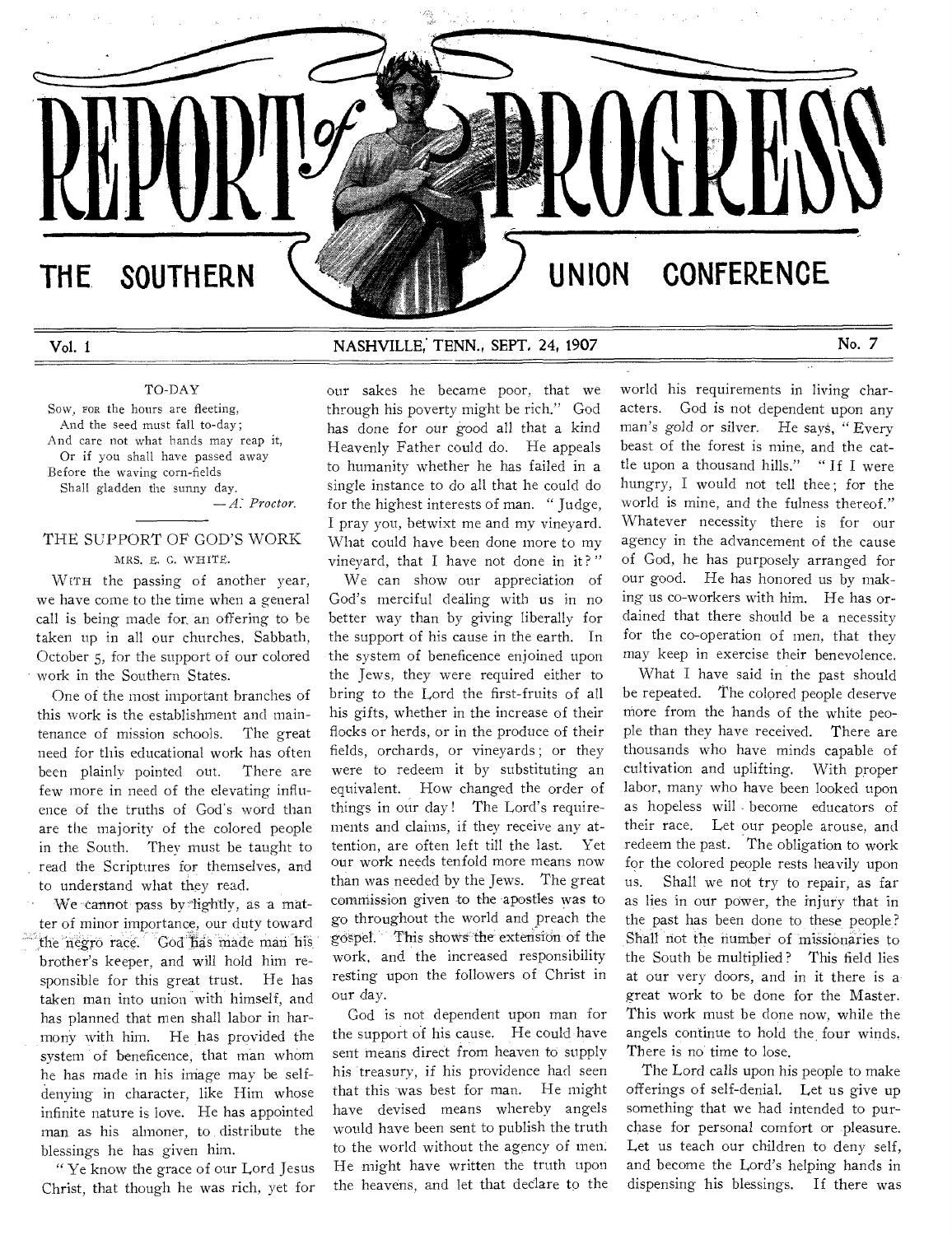# REPORT of PROGRESS

## THE SOUTHERN UNION CONFERENCE

Vol. 1 NASHVILLE, TENN., SEPT. 24, 1907 No. 7

### TO-DAY

Sow, for the hours are fleeting,
And the seed must fall to-day;
And care not what hands may reap it,
Or if you shall have passed away
Before the waving corn-fields
Shall gladden the sunny day.

— *A. Proctor.*

### THE SUPPORT OF GOD'S WORK

MRS. E. G. WHITE.

With the passing of another year, we have come to the time when a general call is being made for an offering to be taken up in all our churches, Sabbath, October 5, for the support of our colored work in the Southern States.

One of the most important branches of this work is the establishment and maintenance of mission schools. The great need for this educational work has often been plainly pointed out. There are few more in need of the elevating influence of the truths of God's word than are the majority of the colored people in the South. They must be taught to read the Scriptures for themselves, and to understand what they read.

We cannot pass by lightly, as a matter of minor importance, our duty toward the negro race. God has made man his brother's keeper, and will hold him responsible for this great trust. He has taken man into union with himself, and has planned that men shall labor in harmony with him. He has provided the system of beneficence, that man whom he has made in his image may be self-denying in character, like Him whose infinite nature is love. He has appointed man as his almoner, to distribute the blessings he has given him.

"Ye know the grace of our Lord Jesus Christ, that though he was rich, yet for our sakes he became poor, that we through his poverty might be rich." God has done for our good all that a kind Heavenly Father could do. He appeals to humanity whether he has failed in a single instance to do all that he could do for the highest interests of man. "Judge, I pray you, betwixt me and my vineyard. What could have been done more to my vineyard, that I have not done in it?"

We can show our appreciation of God's merciful dealing with us in no better way than by giving liberally for the support of his cause in the earth. In the system of beneficence enjoined upon the Jews, they were required either to bring to the Lord the first-fruits of all his gifts, whether in the increase of their flocks or herds, or in the produce of their fields, orchards, or vineyards; or they were to redeem it by substituting an equivalent. How changed the order of things in our day! The Lord's requirements and claims, if they receive any attention, are often left till the last. Yet our work needs tenfold more means now than was needed by the Jews. The great commission given to the apostles was to go throughout the world and preach the gospel. This shows the extension of the work, and the increased responsibility resting upon the followers of Christ in our day.

God is not dependent upon man for the support of his cause. He could have sent means direct from heaven to supply his treasury, if his providence had seen that this was best for man. He might have devised means whereby angels would have been sent to publish the truth to the world without the agency of men. He might have written the truth upon the heavens, and let that declare to the world his requirements in living characters. God is not dependent upon any man's gold or silver. He says, "Every beast of the forest is mine, and the cattle upon a thousand hills." "If I were hungry, I would not tell thee; for the world is mine, and the fulness thereof." Whatever necessity there is for our agency in the advancement of the cause of God, he has purposely arranged for our good. He has honored us by making us co-workers with him. He has ordained that there should be a necessity for the co-operation of men, that they may keep in exercise their benevolence.

What I have said in the past should be repeated. The colored people deserve more from the hands of the white people than they have received. There are thousands who have minds capable of cultivation and uplifting. With proper labor, many who have been looked upon as hopeless will become educators of their race. Let our people arouse, and redeem the past. The obligation to work for the colored people rests heavily upon us. Shall we not try to repair, as far as lies in our power, the injury that in the past has been done to these people? Shall not the number of missionaries to the South be multiplied? This field lies at our very doors, and in it there is a great work to be done for the Master. This work must be done now, while the angels continue to hold the four winds. There is no time to lose.

The Lord calls upon his people to make offerings of self-denial. Let us give up something that we had intended to purchase for personal comfort or pleasure. Let us teach our children to deny self, and become the Lord's helping hands in dispensing his blessings. If there was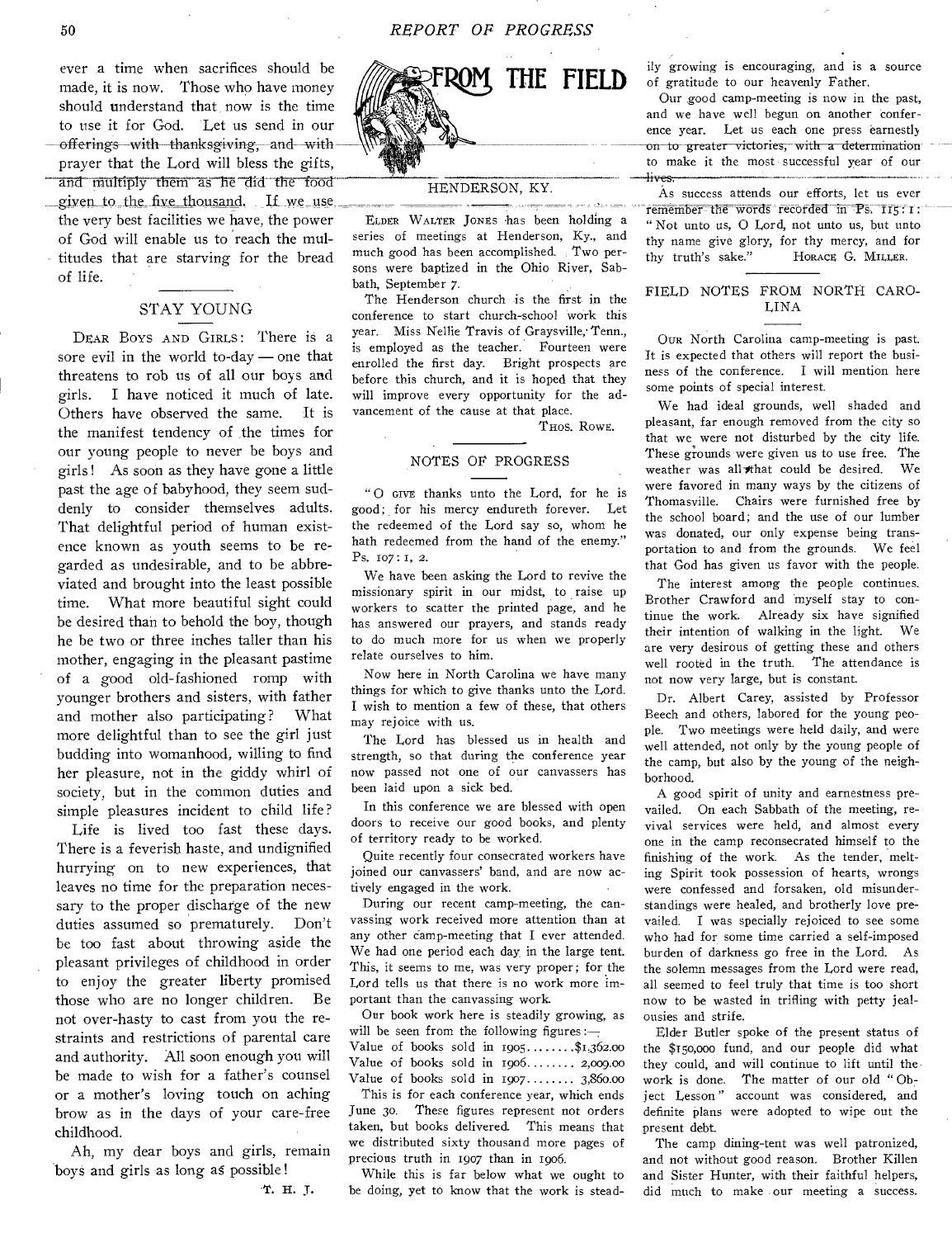ever a time when sacrifices should be made, it is now. Those who have money should understand that now is the time to use it for God. Let us send in our offerings with thanksgiving, and with prayer that the Lord will bless the gifts, and multiply them as he did the food given to the five thousand. If we use the very best facilities we have, the power of God will enable us to reach the multitudes that are starving for the bread of life.

## STAY YOUNG

DEAR BOYS AND GIRLS: There is a sore evil in the world to-day — one that threatens to rob us of all our boys and girls. I have noticed it much of late. Others have observed the same. It is the manifest tendency of the times for our young people to never be boys and girls! As soon as they have gone a little past the age of babyhood, they seem suddenly to consider themselves adults. That delightful period of human existence known as youth seems to be regarded as undesirable, and to be abbreviated and brought into the least possible time. What more beautiful sight could be desired than to behold the boy, though he be two or three inches taller than his mother, engaging in the pleasant pastime of a good old-fashioned romp with younger brothers and sisters, with father and mother also participating? What more delightful than to see the girl just budding into womanhood, willing to find her pleasure, not in the giddy whirl of society, but in the common duties and simple pleasures incident to child life?

Life is lived too fast these days. There is a feverish haste, and undignified hurrying on to new experiences, that leaves no time for the preparation necessary to the proper discharge of the new duties assumed so prematurely. Don't be too fast about throwing aside the pleasant privileges of childhood in order to enjoy the greater liberty promised those who are no longer children. Be not over-hasty to cast from you the restraints and restrictions of parental care and authority. All soon enough you will be made to wish for a father's counsel or a mother's loving touch on aching brow as in the days of your care-free childhood.

Ah, my dear boys and girls, remain boys and girls as long as possible!

T. H. J.

# FROM THE FIELD

## HENDERSON, KY.

ELDER WALTER JONES has been holding a series of meetings at Henderson, Ky., and much good has been accomplished. Two persons were baptized in the Ohio River, Sabbath, September 7.

The Henderson church is the first in the conference to start church-school work this year. Miss Nellie Travis of Graysville, Tenn., is employed as the teacher. Fourteen were enrolled the first day. Bright prospects are before this church, and it is hoped that they will improve every opportunity for the advancement of the cause at that place.

THOS. ROWE.

## NOTES OF PROGRESS

"O GIVE thanks unto the Lord, for he is good; for his mercy endureth forever. Let the redeemed of the Lord say so, whom he hath redeemed from the hand of the enemy." Ps. 107: 1, 2.

We have been asking the Lord to revive the missionary spirit in our midst, to raise up workers to scatter the printed page, and he has answered our prayers, and stands ready to do much more for us when we properly relate ourselves to him.

Now here in North Carolina we have many things for which to give thanks unto the Lord. I wish to mention a few of these, that others may rejoice with us.

The Lord has blessed us in health and strength, so that during the conference year now passed not one of our canvassers has been laid upon a sick bed.

In this conference we are blessed with open doors to receive our good books, and plenty of territory ready to be worked.

Quite recently four consecrated workers have joined our canvassers' band, and are now actively engaged in the work.

During our recent camp-meeting, the canvassing work received more attention than at any other camp-meeting that I ever attended. We had one period each day in the large tent. This, it seems to me, was very proper; for the Lord tells us that there is no work more important than the canvassing work.

Our book work here is steadily growing, as will be seen from the following figures:—

Value of books sold in 1905........$1,362.00
Value of books sold in 1906........ 2,009.00
Value of books sold in 1907........ 3,860.00

This is for each conference year, which ends June 30. These figures represent not orders taken, but books delivered. This means that we distributed sixty thousand more pages of precious truth in 1907 than in 1906.

While this is far below what we ought to be doing, yet to know that the work is steadily growing is encouraging, and is a source of gratitude to our heavenly Father.

Our good camp-meeting is now in the past, and we have well begun on another conference year. Let us each one press earnestly on to greater victories, with a determination to make it the most successful year of our lives.

As success attends our efforts, let us ever remember the words recorded in Ps. 115: 1: "Not unto us, O Lord, not unto us, but unto thy name give glory, for thy mercy, and for thy truth's sake."

HORACE G. MILLER.

## FIELD NOTES FROM NORTH CAROLINA

OUR North Carolina camp-meeting is past. It is expected that others will report the business of the conference. I will mention here some points of special interest.

We had ideal grounds, well shaded and pleasant, far enough removed from the city so that we were not disturbed by the city life. These grounds were given us to use free. The weather was all that could be desired. We were favored in many ways by the citizens of Thomasville. Chairs were furnished free by the school board; and the use of our lumber was donated, our only expense being transportation to and from the grounds. We feel that God has given us favor with the people.

The interest among the people continues. Brother Crawford and myself stay to continue the work. Already six have signified their intention of walking in the light. We are very desirous of getting these and others well rooted in the truth. The attendance is not now very large, but is constant.

Dr. Albert Carey, assisted by Professor Beech and others, labored for the young people. Two meetings were held daily, and were well attended, not only by the young people of the camp, but also by the young of the neighborhood.

A good spirit of unity and earnestness prevailed. On each Sabbath of the meeting, revival services were held, and almost every one in the camp reconsecrated himself to the finishing of the work. As the tender, melting Spirit took possession of hearts, wrongs were confessed and forsaken, old misunderstandings were healed, and brotherly love prevailed. I was specially rejoiced to see some who had for some time carried a self-imposed burden of darkness go free in the Lord. As the solemn messages from the Lord were read, all seemed to feel truly that time is too short now to be wasted in trifling with petty jealousies and strife.

Elder Butler spoke of the present status of the $150,000 fund, and our people did what they could, and will continue to lift until the work is done. The matter of our old "Object Lesson" account was considered, and definite plans were adopted to wipe out the present debt.

The camp dining-tent was well patronized, and not without good reason. Brother Killen and Sister Hunter, with their faithful helpers, did much to make our meeting a success.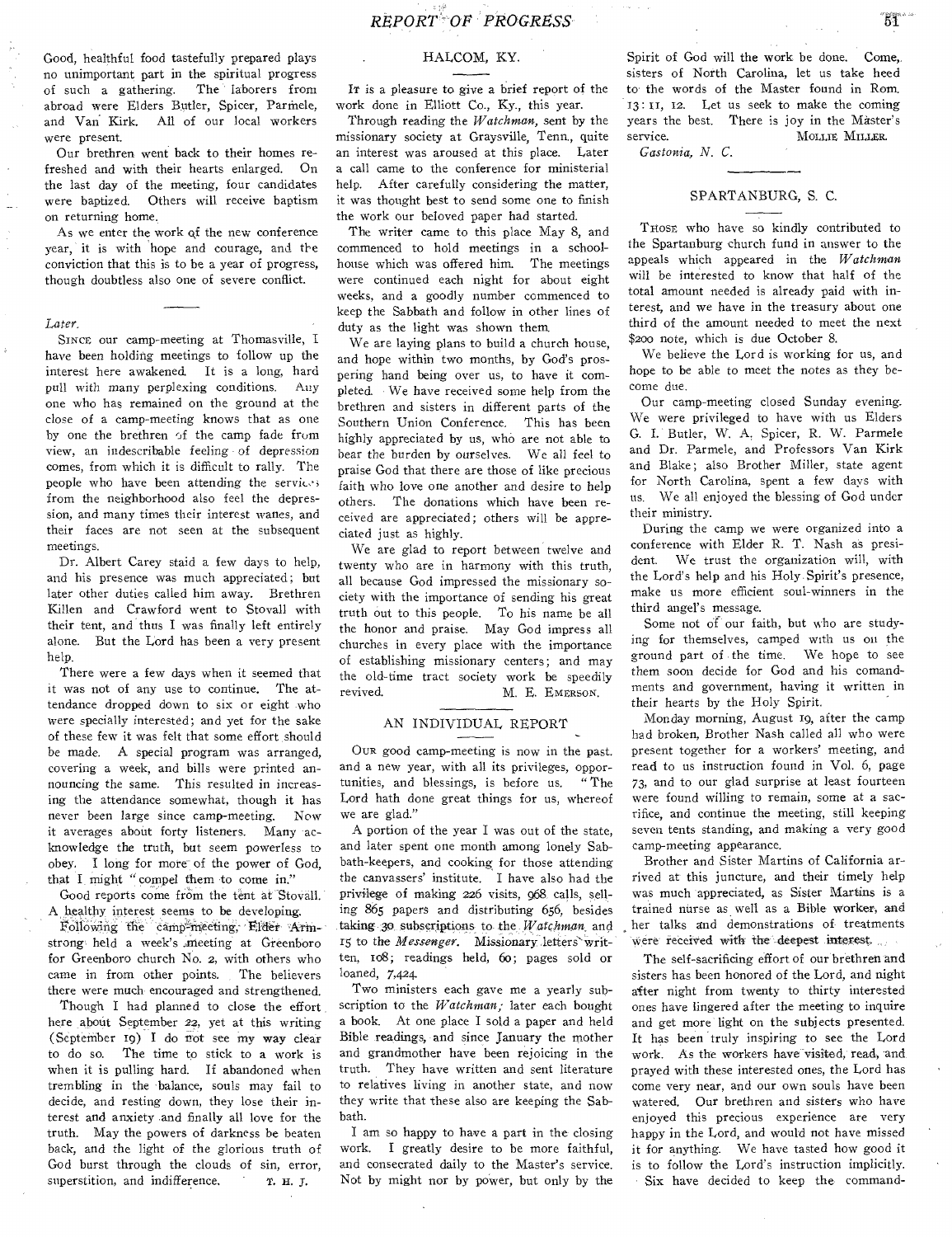Good, healthful food tastefully prepared plays no unimportant part in the spiritual progress of such a gathering. The laborers from abroad were Elders Butler, Spicer, Parmele, and Van Kirk. All of our local workers were present.

Our brethren went back to their homes refreshed and with their hearts enlarged. On the last day of the meeting, four candidates were baptized. Others will receive baptism on returning home.

As we enter the work of the new conference year, it is with hope and courage, and the conviction that this is to be a year of progress, though doubtless also one of severe conflict.

*Later.*

SINCE our camp-meeting at Thomasville, I have been holding meetings to follow up the interest here awakened. It is a long, hard pull with many perplexing conditions. Any one who has remained on the ground at the close of a camp-meeting knows that as one by one the brethren of the camp fade from view, an indescribable feeling of depression comes, from which it is difficult to rally. The people who have been attending the services from the neighborhood also feel the depression, and many times their interest wanes, and their faces are not seen at the subsequent meetings.

Dr. Albert Carey staid a few days to help, and his presence was much appreciated; but later other duties called him away. Brethren Killen and Crawford went to Stovall with their tent, and thus I was finally left entirely alone. But the Lord has been a very present help.

There were a few days when it seemed that it was not of any use to continue. The attendance dropped down to six or eight who were specially interested; and yet for the sake of these few it was felt that some effort should be made. A special program was arranged, covering a week, and bills were printed announcing the same. This resulted in increasing the attendance somewhat, though it has never been large since camp-meeting. Now it averages about forty listeners. Many acknowledge the truth, but seem powerless to obey. I long for more of the power of God, that I might "compel them to come in."

Good reports come from the tent at Stovall. A healthy interest seems to be developing.

Following the camp-meeting, Elder Armstrong held a week's meeting at Greenboro for Greenboro church No. 2, with others who came in from other points. The believers there were much encouraged and strengthened.

Though I had planned to close the effort here about September 22, yet at this writing (September 19) I do not see my way clear to do so. The time to stick to a work is when it is pulling hard. If abandoned when trembling in the balance, souls may fail to decide, and resting down, they lose their interest and anxiety and finally all love for the truth. May the powers of darkness be beaten back, and the light of the glorious truth of God burst through the clouds of sin, error, superstition, and indifference.

T. H. J.

## HALCOM, KY.

IT is a pleasure to give a brief report of the work done in Elliott Co., Ky., this year.

Through reading the *Watchman*, sent by the missionary society at Graysville, Tenn., quite an interest was aroused at this place. Later a call came to the conference for ministerial help. After carefully considering the matter, it was thought best to send some one to finish the work our beloved paper had started.

The writer came to this place May 8, and commenced to hold meetings in a schoolhouse which was offered him. The meetings were continued each night for about eight weeks, and a goodly number commenced to keep the Sabbath and follow in other lines of duty as the light was shown them.

We are laying plans to build a church house, and hope within two months, by God's prospering hand being over us, to have it completed. We have received some help from the brethren and sisters in different parts of the Southern Union Conference. This has been highly appreciated by us, who are not able to bear the burden by ourselves. We all feel to praise God that there are those of like precious faith who love one another and desire to help others. The donations which have been received are appreciated; others will be appreciated just as highly.

We are glad to report between twelve and twenty who are in harmony with this truth, all because God impressed the missionary society with the importance of sending his great truth out to this people. To his name be all the honor and praise. May God impress all churches in every place with the importance of establishing missionary centers; and may the old-time tract society work be speedily revived.

M. E. EMERSON.

## AN INDIVIDUAL REPORT

OUR good camp-meeting is now in the past, and a new year, with all its privileges, opportunities, and blessings, is before us. "The Lord hath done great things for us, whereof we are glad."

A portion of the year I was out of the state, and later spent one month among lonely Sabbath-keepers, and cooking for those attending the canvassers' institute. I have also had the privilege of making 226 visits, 968 calls, selling 865 papers and distributing 656, besides taking 30 subscriptions to the *Watchman* and 15 to the *Messenger*. Missionary letters written, 108; readings held, 60; pages sold or loaned, 7,424.

Two ministers each gave me a yearly subscription to the *Watchman*; later each bought a book. At one place I sold a paper and held Bible readings, and since January the mother and grandmother have been rejoicing in the truth. They have written and sent literature to relatives living in another state, and now they write that these also are keeping the Sabbath.

I am so happy to have a part in the closing work. I greatly desire to be more faithful, and consecrated daily to the Master's service. Not by might nor by power, but only by the Spirit of God will the work be done. Come, sisters of North Carolina, let us take heed to the words of the Master found in Rom. 13:11, 12. Let us seek to make the coming years the best. There is joy in the Master's service.

MOLLIE MILLER.

*Gastonia, N. C.*

## SPARTANBURG, S. C.

THOSE who have so kindly contributed to the Spartanburg church fund in answer to the appeals which appeared in the *Watchman* will be interested to know that half of the total amount needed is already paid with interest, and we have in the treasury about one third of the amount needed to meet the next $200 note, which is due October 8.

We believe the Lord is working for us, and hope to be able to meet the notes as they become due.

Our camp-meeting closed Sunday evening. We were privileged to have with us Elders G. I. Butler, W. A. Spicer, R. W. Parmele and Dr. Parmele, and Professors Van Kirk and Blake; also Brother Miller, state agent for North Carolina, spent a few days with us. We all enjoyed the blessing of God under their ministry.

During the camp we were organized into a conference with Elder R. T. Nash as president. We trust the organization will, with the Lord's help and his Holy Spirit's presence, make us more efficient soul-winners in the third angel's message.

Some not of our faith, but who are studying for themselves, camped with us on the ground part of the time. We hope to see them soon decide for God and his commandments and government, having it written in their hearts by the Holy Spirit.

Monday morning, August 19, after the camp had broken, Brother Nash called all who were present together for a workers' meeting, and read to us instruction found in Vol. 6, page 73, and to our glad surprise at least fourteen were found willing to remain, some at a sacrifice, and continue the meeting, still keeping seven tents standing, and making a very good camp-meeting appearance.

Brother and Sister Martins of California arrived at this juncture, and their timely help was much appreciated, as Sister Martins is a trained nurse as well as a Bible worker, and her talks and demonstrations of treatments were received with the deepest interest.

The self-sacrificing effort of our brethren and sisters has been honored of the Lord, and night after night from twenty to thirty interested ones have lingered after the meeting to inquire and get more light on the subjects presented. It has been truly inspiring to see the Lord work. As the workers have visited, read, and prayed with these interested ones, the Lord has come very near, and our own souls have been watered. Our brethren and sisters who have enjoyed this precious experience are very happy in the Lord, and would not have missed it for anything. We have tasted how good it is to follow the Lord's instruction implicitly.

Six have decided to keep the command-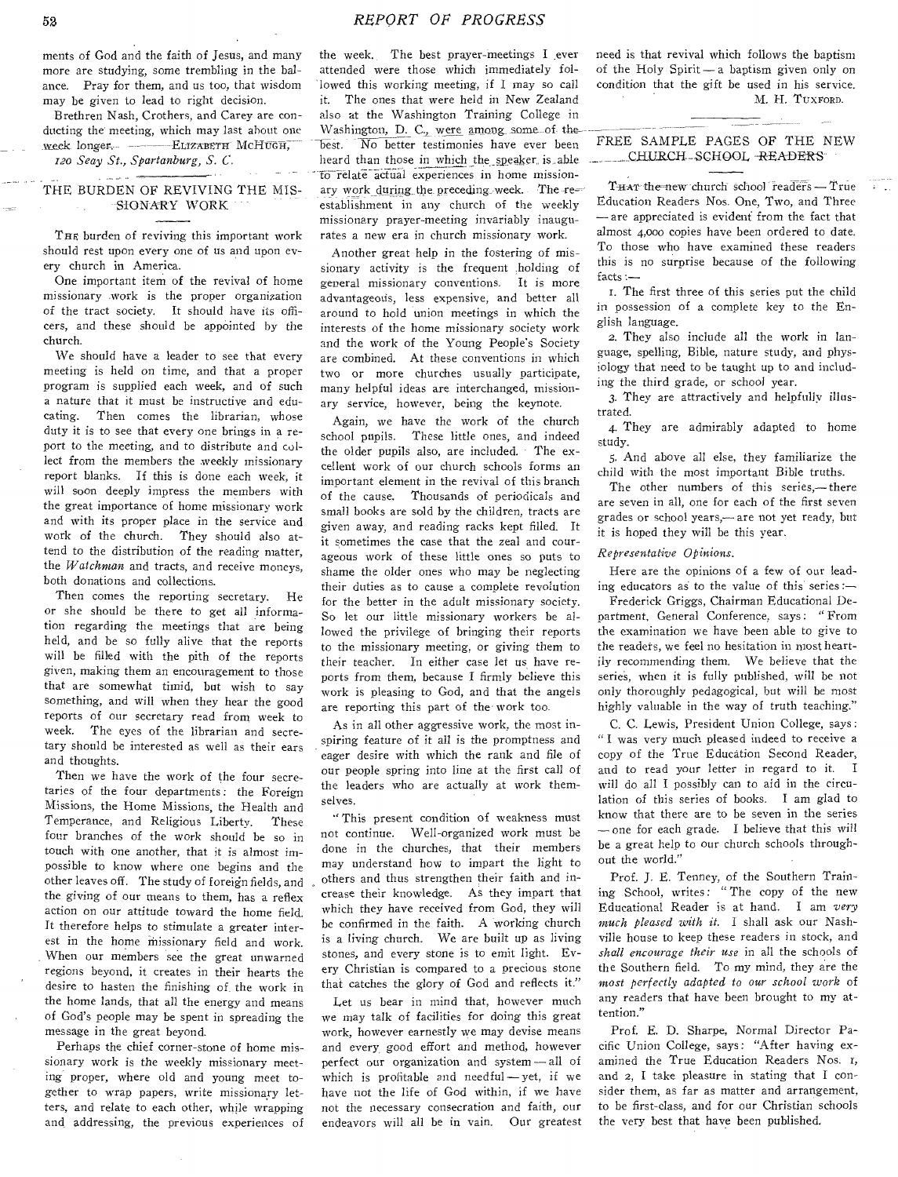ments of God and the faith of Jesus, and many more are studying, some trembling in the balance. Pray for them, and us too, that wisdom may be given to lead to right decision.

Brethren Nash, Crothers, and Carey are conducting the meeting, which may last about one week longer. — ELIZABETH MCHUGH,

*120 Seay St., Spartanburg, S. C.*

## THE BURDEN OF REVIVING THE MISSIONARY WORK

THE burden of reviving this important work should rest upon every one of us and upon every church in America.

One important item of the revival of home missionary work is the proper organization of the tract society. It should have its officers, and these should be appointed by the church.

We should have a leader to see that every meeting is held on time, and that a proper program is supplied each week, and of such a nature that it must be instructive and educating. Then comes the librarian, whose duty it is to see that every one brings in a report to the meeting, and to distribute and collect from the members the weekly missionary report blanks. If this is done each week, it will soon deeply impress the members with the great importance of home missionary work and with its proper place in the service and work of the church. They should also attend to the distribution of the reading matter, the *Watchman* and tracts, and receive moneys, both donations and collections.

Then comes the reporting secretary. He or she should be there to get all information regarding the meetings that are being held, and be so fully alive that the reports will be filled with the pith of the reports given, making them an encouragement to those that are somewhat timid, but wish to say something, and will when they hear the good reports of our secretary read from week to week. The eyes of the librarian and secretary should be interested as well as their ears and thoughts.

Then we have the work of the four secretaries of the four departments: the Foreign Missions, the Home Missions, the Health and Temperance, and Religious Liberty. These four branches of the work should be so in touch with one another, that it is almost impossible to know where one begins and the other leaves off. The study of foreign fields, and the giving of our means to them, has a reflex action on our attitude toward the home field. It therefore helps to stimulate a greater interest in the home missionary field and work. When our members see the great unwarned regions beyond, it creates in their hearts the desire to hasten the finishing of the work in the home lands, that all the energy and means of God's people may be spent in spreading the message in the great beyond.

Perhaps the chief corner-stone of home missionary work is the weekly missionary meeting proper, where old and young meet together to wrap papers, write missionary letters, and relate to each other, while wrapping and addressing, the previous experiences of the week. The best prayer-meetings I ever attended were those which immediately followed this working meeting, if I may so call it. The ones that were held in New Zealand also at the Washington Training College in Washington, D. C., were among some of the best. No better testimonies have ever been heard than those in which the speaker is able to relate actual experiences in home missionary work during the preceding week. The re-establishment in any church of the weekly missionary prayer-meeting invariably inaugurates a new era in church missionary work.

Another great help in the fostering of missionary activity is the frequent holding of general missionary conventions. It is more advantageous, less expensive, and better all around to hold union meetings in which the interests of the home missionary society work and the work of the Young People's Society are combined. At these conventions in which two or more churches usually participate, many helpful ideas are interchanged, missionary service, however, being the keynote.

Again, we have the work of the church school pupils. These little ones, and indeed the older pupils also, are included. The excellent work of our church schools forms an important element in the revival of this branch of the cause. Thousands of periodicals and small books are sold by the children, tracts are given away, and reading racks kept filled. It it sometimes the case that the zeal and courageous work of these little ones so puts to shame the older ones who may be neglecting their duties as to cause a complete revolution for the better in the adult missionary society. So let our little missionary workers be allowed the privilege of bringing their reports to the missionary meeting, or giving them to their teacher. In either case let us have reports from them, because I firmly believe this work is pleasing to God, and that the angels are reporting this part of the work too.

As in all other aggressive work, the most inspiring feature of it all is the promptness and eager desire with which the rank and file of our people spring into line at the first call of the leaders who are actually at work themselves.

"This present condition of weakness must not continue. Well-organized work must be done in the churches, that their members may understand how to impart the light to others and thus strengthen their faith and increase their knowledge. As they impart that which they have received from God, they will be confirmed in the faith. A working church is a living church. We are built up as living stones, and every stone is to emit light. Every Christian is compared to a precious stone that catches the glory of God and reflects it."

Let us bear in mind that, however much we may talk of facilities for doing this great work, however earnestly we may devise means and every good effort and method, however perfect our organization and system — all of which is profitable and needful — yet, if we have not the life of God within, if we have not the necessary consecration and faith, our endeavors will all be in vain. Our greatest need is that revival which follows the baptism of the Holy Spirit — a baptism given only on condition that the gift be used in his service.

M. H. TUXFORD.

## FREE SAMPLE PAGES OF THE NEW CHURCH-SCHOOL READERS

THAT the new church school readers — True Education Readers Nos. One, Two, and Three — are appreciated is evident from the fact that almost 4,000 copies have been ordered to date. To those who have examined these readers this is no surprise because of the following facts:—

1. The first three of this series put the child in possession of a complete key to the English language.
2. They also include all the work in language, spelling, Bible, nature study, and physiology that need to be taught up to and including the third grade, or school year.
3. They are attractively and helpfully illustrated.
4. They are admirably adapted to home study.
5. And above all else, they familiarize the child with the most important Bible truths.

The other numbers of this series,— there are seven in all, one for each of the first seven grades or school years,— are not yet ready, but it is hoped they will be this year.

*Representative Opinions.*

Here are the opinions of a few of our leading educators as to the value of this series:—

Frederick Griggs, Chairman Educational Department, General Conference, says: "From the examination we have been able to give to the readers, we feel no hesitation in most heartily recommending them. We believe that the series, when it is fully published, will be not only thoroughly pedagogical, but will be most highly valuable in the way of truth teaching."

C. C. Lewis, President Union College, says: "I was very much pleased indeed to receive a copy of the True Education Second Reader, and to read your letter in regard to it. I will do all I possibly can to aid in the circulation of this series of books. I am glad to know that there are to be seven in the series — one for each grade. I believe that this will be a great help to our church schools throughout the world."

Prof. J. E. Tenney, of the Southern Training School, writes: "The copy of the new Educational Reader is at hand. I am *very much pleased with it.* I shall ask our Nashville house to keep these readers in stock, and *shall encourage their use* in all the schools of the Southern field. To my mind, they are the *most perfectly adapted to our school work* of any readers that have been brought to my attention."

Prof. E. D. Sharpe, Normal Director Pacific Union College, says: "After having examined the True Education Readers Nos. 1, and 2, I take pleasure in stating that I consider them, as far as matter and arrangement, to be first-class, and for our Christian schools the very best that have been published.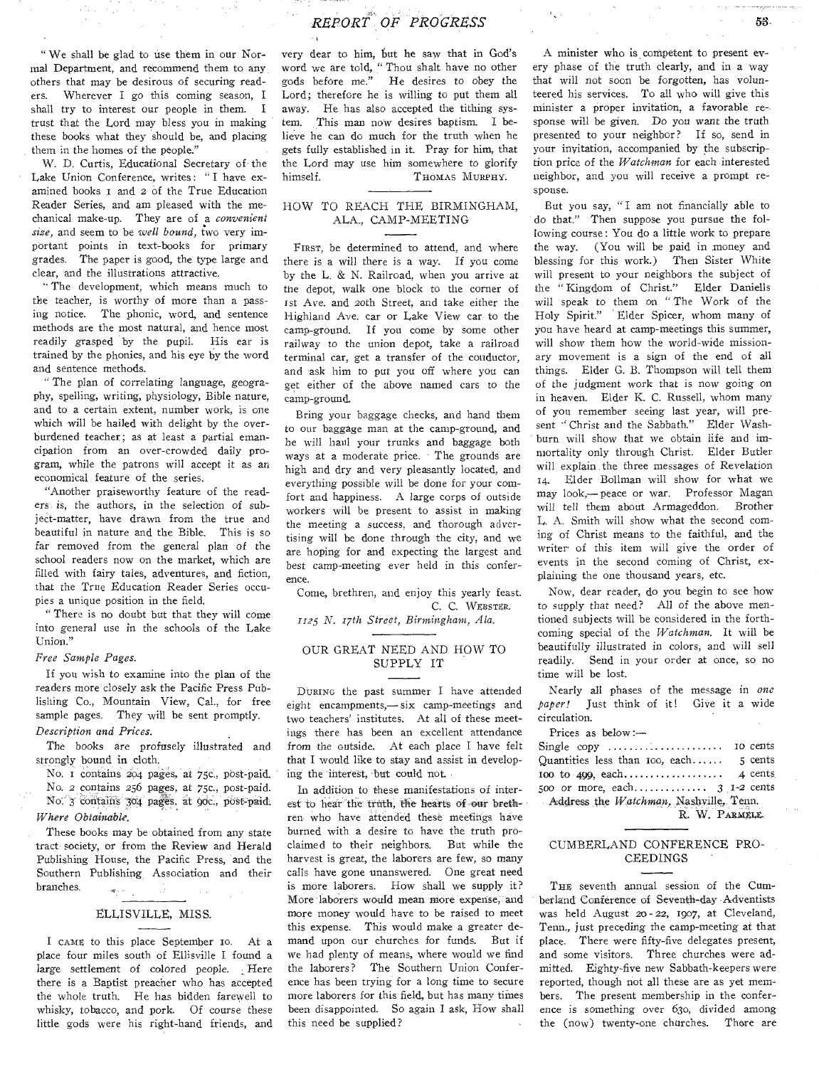"We shall be glad to use them in our Normal Department, and recommend them to any others that may be desirous of securing readers. Wherever I go this coming season, I shall try to interest our people in them. I trust that the Lord may bless you in making these books what they should be, and placing them in the homes of the people."

W. D. Curtis, Educational Secretary of the Lake Union Conference, writes: "I have examined books 1 and 2 of the True Education Reader Series, and am pleased with the mechanical make-up. They are of a *convenient size,* and seem to be *well bound,* two very important points in text-books for primary grades. The paper is good, the type large and clear, and the illustrations attractive.

"The development, which means much to the teacher, is worthy of more than a passing notice. The phonic, word, and sentence methods are the most natural, and hence most readily grasped by the pupil. His ear is trained by the phonics, and his eye by the word and sentence methods.

"The plan of correlating language, geography, spelling, writing, physiology, Bible nature, and to a certain extent, number work, is one which will be hailed with delight by the overburdened teacher; as at least a partial emancipation from an over-crowded daily program, while the patrons will accept it as an economical feature of the series.

"Another praiseworthy feature of the readers is, the authors, in the selection of subject-matter, have drawn from the true and beautiful in nature and the Bible. This is so far removed from the general plan of the school readers now on the market, which are filled with fairy tales, adventures, and fiction, that the True Education Reader Series occupies a unique position in the field.

"There is no doubt but that they will come into general use in the schools of the Lake Union."

*Free Sample Pages.*

If you wish to examine into the plan of the readers more closely ask the Pacific Press Publishing Co., Mountain View, Cal., for free sample pages. They will be sent promptly.

*Description and Prices.*

The books are profusely illustrated and strongly bound in cloth.

No. 1 contains 204 pages, at 75c., post-paid.
No. 2 contains 256 pages, at 75c., post-paid.
No. 3 contains 304 pages, at 90c., post-paid.

*Where Obtainable.*

These books may be obtained from any state tract society, or from the Review and Herald Publishing House, the Pacific Press, and the Southern Publishing Association and their branches.

## ELLISVILLE, MISS.

I came to this place September 10. At a place four miles south of Ellisville I found a large settlement of colored people. Here there is a Baptist preacher who has accepted the whole truth. He has bidden farewell to whisky, tobacco, and pork. Of course these little gods were his right-hand friends, and very dear to him, but he saw that in God's word we are told, "Thou shalt have no other gods before me." He desires to obey the Lord; therefore he is willing to put them all away. He has also accepted the tithing system. This man now desires baptism. I believe he can do much for the truth when he gets fully established in it. Pray for him, that the Lord may use him somewhere to glorify himself.

Thomas Murphy.

## HOW TO REACH THE BIRMINGHAM, ALA., CAMP-MEETING

First, be determined to attend, and where there is a will there is a way. If you come by the L. & N. Railroad, when you arrive at the depot, walk one block to the corner of 1st Ave. and 20th Street, and take either the Highland Ave. car or Lake View car to the camp-ground. If you come by some other railway to the union depot, take a railroad terminal car, get a transfer of the conductor, and ask him to put you off where you can get either of the above named cars to the camp-ground.

Bring your baggage checks, and hand them to our baggage man at the camp-ground, and he will haul your trunks and baggage both ways at a moderate price. The grounds are high and dry and very pleasantly located, and everything possible will be done for your comfort and happiness. A large corps of outside workers will be present to assist in making the meeting a success, and thorough advertising will be done through the city, and we are hoping for and expecting the largest and best camp-meeting ever held in this conference.

Come, brethren, and enjoy this yearly feast.

C. C. Webster.

*1125 N. 17th Street, Birmingham, Ala.*

## OUR GREAT NEED AND HOW TO SUPPLY IT

During the past summer I have attended eight encampments,— six camp-meetings and two teachers' institutes. At all of these meetings there has been an excellent attendance from the outside. At each place I have felt that I would like to stay and assist in developing the interest, but could not.

In addition to these manifestations of interest to hear the truth, the hearts of our brethren who have attended these meetings have burned with a desire to have the truth proclaimed to their neighbors. But while the harvest is great, the laborers are few, so many calls have gone unanswered. One great need is more laborers. How shall we supply it? More laborers would mean more expense, and more money would have to be raised to meet this expense. This would make a greater demand upon our churches for funds. But if we had plenty of means, where would we find the laborers? The Southern Union Conference has been trying for a long time to secure more laborers for this field, but has many times been disappointed. So again I ask, How shall this need be supplied?

A minister who is competent to present every phase of the truth clearly, and in a way that will not soon be forgotten, has volunteered his services. To all who will give this minister a proper invitation, a favorable response will be given. Do you want the truth presented to your neighbor? If so, send in your invitation, accompanied by the subscription price of the *Watchman* for each interested neighbor, and you will receive a prompt response.

But you say, "I am not financially able to do that." Then suppose you pursue the following course: You do a little work to prepare the way. (You will be paid in money and blessing for this work.) Then Sister White will present to your neighbors the subject of the "Kingdom of Christ." Elder Daniells will speak to them on "The Work of the Holy Spirit." Elder Spicer, whom many of you have heard at camp-meetings this summer, will show them how the world-wide missionary movement is a sign of the end of all things. Elder G. B. Thompson will tell them of the judgment work that is now going on in heaven. Elder K. C. Russell, whom many of you remember seeing last year, will present "Christ and the Sabbath." Elder Washburn will show that we obtain life and immortality only through Christ. Elder Butler will explain the three messages of Revelation 14. Elder Bollman will show for what we may look,— peace or war. Professor Magan will tell them about Armageddon. Brother L. A. Smith will show what the second coming of Christ means to the faithful, and the writer of this item will give the order of events in the second coming of Christ, explaining the one thousand years, etc.

Now, dear reader, do you begin to see how to supply that need? All of the above mentioned subjects will be considered in the forthcoming special of the *Watchman.* It will be beautifully illustrated in colors, and will sell readily. Send in your order at once, so no time will be lost.

Nearly all phases of the message in *one paper!* Just think of it! Give it a wide circulation.

Prices as below:—

| | |
|---|---|
| Single copy | 10 cents |
| Quantities less than 100, each | 5 cents |
| 100 to 499, each | 4 cents |
| 500 or more, each | 3 1-2 cents |

Address the *Watchman,* Nashville, Tenn.

R. W. Parmele.

## CUMBERLAND CONFERENCE PROCEEDINGS

The seventh annual session of the Cumberland Conference of Seventh-day Adventists was held August 20-22, 1907, at Cleveland, Tenn., just preceding the camp-meeting at that place. There were fifty-five delegates present, and some visitors. Three churches were admitted. Eighty-five new Sabbath-keepers were reported, though not all these are as yet members. The present membership in the conference is something over 630, divided among the (now) twenty-one churches. There are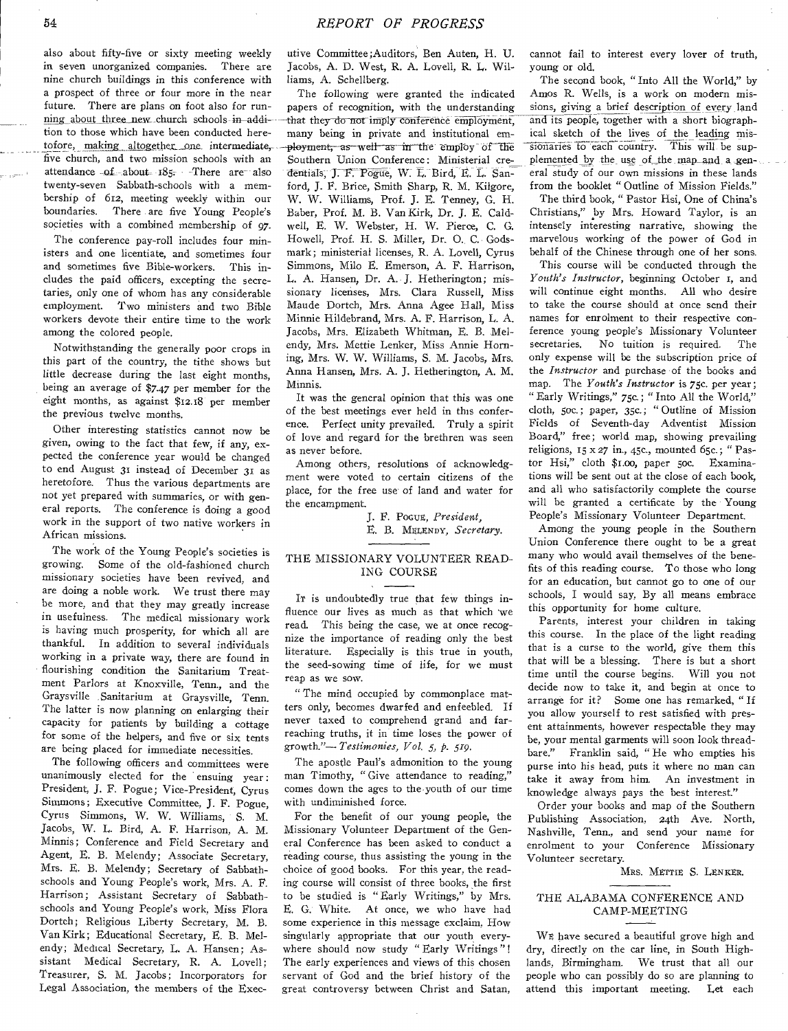also about fifty-five or sixty meeting weekly in seven unorganized companies. There are nine church buildings in this conference with a prospect of three or four more in the near future. There are plans on foot also for running about three new church schools in addition to those which have been conducted heretofore, making altogether one intermediate, five church, and two mission schools with an attendance of about 185. There are also twenty-seven Sabbath-schools with a membership of 612, meeting weekly within our boundaries. There are five Young People's societies with a combined membership of 97.

The conference pay-roll includes four ministers and one licentiate, and sometimes four and sometimes five Bible-workers. This includes the paid officers, excepting the secretaries, only one of whom has any considerable employment. Two ministers and two Bible workers devote their entire time to the work among the colored people.

Notwithstanding the generally poor crops in this part of the country, the tithe shows but little decrease during the last eight months, being an average of $7.47 per member for the eight months, as against $12.18 per member the previous twelve months.

Other interesting statistics cannot now be given, owing to the fact that few, if any, expected the conference year would be changed to end August 31 instead of December 31 as heretofore. Thus the various departments are not yet prepared with summaries, or with general reports. The conference is doing a good work in the support of two native workers in African missions.

The work of the Young People's societies is growing. Some of the old-fashioned church missionary societies have been revived, and are doing a noble work. We trust there may be more, and that they may greatly increase in usefulness. The medical missionary work is having much prosperity, for which all are thankful. In addition to several individuals working in a private way, there are found in flourishing condition the Sanitarium Treatment Parlors at Knoxville, Tenn., and the Graysville Sanitarium at Graysville, Tenn. The latter is now planning on enlarging their capacity for patients by building a cottage for some of the helpers, and five or six tents are being placed for immediate necessities.

The following officers and committees were unanimously elected for the ensuing year: President, J. F. Pogue; Vice-President, Cyrus Simmons; Executive Committee, J. F. Pogue, Cyrus Simmons, W. W. Williams, S. M. Jacobs, W. L. Bird, A. F. Harrison, A. M. Minnis; Conference and Field Secretary and Agent, E. B. Melendy; Associate Secretary, Mrs. E. B. Melendy; Secretary of Sabbath-schools and Young People's work, Mrs. A. F. Harrison; Assistant Secretary of Sabbath-schools and Young People's work, Miss Flora Dortch; Religious Liberty Secretary, M. B. Van Kirk; Educational Secretary, E. B. Melendy; Medical Secretary, L. A. Hansen; Assistant Medical Secretary, R. A. Lovell; Treasurer, S. M. Jacobs; Incorporators for Legal Association, the members of the Executive Committee; Auditors, Ben Auten, H. U. Jacobs, A. D. West, R. A. Lovell, R. L. Williams, A. Schellberg.

The following were granted the indicated papers of recognition, with the understanding that they do not imply conference employment, many being in private and institutional employment, as well as in the employ of the Southern Union Conference: Ministerial credentials, J. F. Pogue, W. L. Bird, E. L. Sanford, J. F. Brice, Smith Sharp, R. M. Kilgore, W. W. Williams, Prof. J. E. Tenney, G. H. Baber, Prof. M. B. Van Kirk, Dr. J. E. Caldwell, E. W. Webster, H. W. Pierce, C. G. Howell, Prof. H. S. Miller, Dr. O. C. Godsmark; ministerial licenses, R. A. Lovell, Cyrus Simmons, Milo E. Emerson, A. F. Harrison, L. A. Hansen, Dr. A. J. Hetherington; missionary licenses, Mrs. Clara Russell, Miss Maude Dortch, Mrs. Anna Agee Hall, Miss Minnie Hildebrand, Mrs. A. F. Harrison, L. A. Jacobs, Mrs. Elizabeth Whitman, E. B. Melendy, Mrs. Mettie Lenker, Miss Annie Horning, Mrs. W. W. Williams, S. M. Jacobs, Mrs. Anna Hansen, Mrs. A. J. Hetherington, A. M. Minnis.

It was the general opinion that this was one of the best meetings ever held in this conference. Perfect unity prevailed. Truly a spirit of love and regard for the brethren was seen as never before.

Among others, resolutions of acknowledgment were voted to certain citizens of the place, for the free use of land and water for the encampment.

J. F. Pogue, *President*,
E. B. Melendy, *Secretary*.

## THE MISSIONARY VOLUNTEER READING COURSE

It is undoubtedly true that few things influence our lives as much as that which we read. This being the case, we at once recognize the importance of reading only the best literature. Especially is this true in youth, the seed-sowing time of life, for we must reap as we sow.

"The mind occupied by commonplace matters only, becomes dwarfed and enfeebled. If never taxed to comprehend grand and far-reaching truths, it in time loses the power of growth."— *Testimonies, Vol. 5, p. 519*.

The apostle Paul's admonition to the young man Timothy, "Give attendance to reading," comes down the ages to the youth of our time with undiminished force.

For the benefit of our young people, the Missionary Volunteer Department of the General Conference has been asked to conduct a reading course, thus assisting the young in the choice of good books. For this year, the reading course will consist of three books, the first to be studied is "Early Writings," by Mrs. E. G. White. At once, we who have had some experience in this message exclaim, How singularly appropriate that our youth everywhere should now study "Early Writings"! The early experiences and views of this chosen servant of God and the brief history of the great controversy between Christ and Satan, cannot fail to interest every lover of truth, young or old.

The second book, "Into All the World," by Amos R. Wells, is a work on modern missions, giving a brief description of every land and its people, together with a short biographical sketch of the lives of the leading missionaries to each country. This will be supplemented by the use of the map and a general study of our own missions in these lands from the booklet "Outline of Mission Fields."

The third book, "Pastor Hsi, One of China's Christians," by Mrs. Howard Taylor, is an intensely interesting narrative, showing the marvelous working of the power of God in behalf of the Chinese through one of her sons.

This course will be conducted through the *Youth's Instructor*, beginning October 1, and will continue eight months. All who desire to take the course should at once send their names for enrolment to their respective conference young people's Missionary Volunteer secretaries. No tuition is required. The only expense will be the subscription price of the *Instructor* and purchase of the books and map. The *Youth's Instructor* is 75c. per year; "Early Writings," 75c.; "Into All the World," cloth, 50c.; paper, 35c.; "Outline of Mission Fields of Seventh-day Adventist Mission Board," free; world map, showing prevailing religions, 15 x 27 in., 45c., mounted 65c.; "Pastor Hsi," cloth $1.00, paper 50c. Examinations will be sent out at the close of each book, and all who satisfactorily complete the course will be granted a certificate by the Young People's Missionary Volunteer Department.

Among the young people in the Southern Union Conference there ought to be a great many who would avail themselves of the benefits of this reading course. To those who long for an education, but cannot go to one of our schools, I would say, By all means embrace this opportunity for home culture.

Parents, interest your children in taking this course. In the place of the light reading that is a curse to the world, give them this that will be a blessing. There is but a short time until the course begins. Will you not decide now to take it, and begin at once to arrange for it? Some one has remarked, "If you allow yourself to rest satisfied with present attainments, however respectable they may be, your mental garments will soon look threadbare." Franklin said, "He who empties his purse into his head, puts it where no man can take it away from him. An investment in knowledge always pays the best interest."

Order your books and map of the Southern Publishing Association, 24th Ave. North, Nashville, Tenn., and send your name for enrolment to your Conference Missionary Volunteer secretary.

Mrs. Mettie S. Lenker.

## THE ALABAMA CONFERENCE AND CAMP-MEETING

We have secured a beautiful grove high and dry, directly on the car line, in South Highlands, Birmingham. We trust that all our people who can possibly do so are planning to attend this important meeting. Let each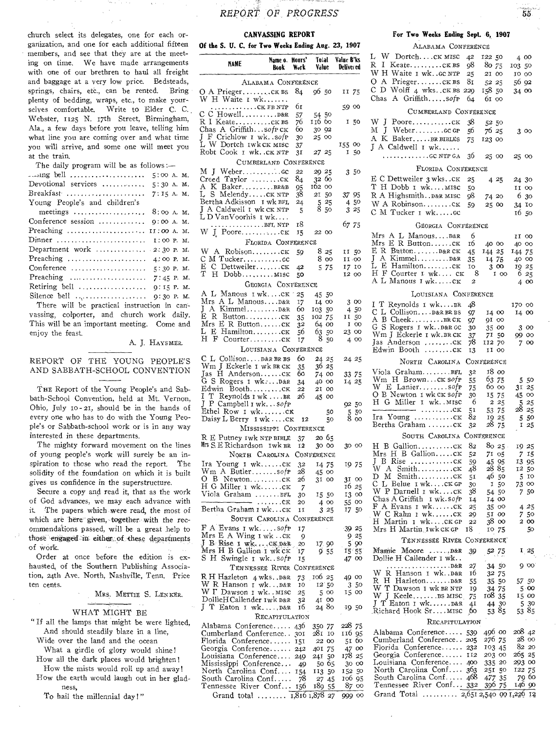church select its delegates, one for each organization, and one for each additional fifteen members, and see that they are at the meeting on time. We have made arrangements with one of our brethren to haul all freight and baggage at a very low price. Bedsteads, springs, chairs, etc., can be rented. Bring plenty of bedding, wraps, etc., to make yourselves comfortable. Write to Elder C. C. Webster, 1125 N. 17th Street, Birmingham, Ala., a few days before you leave, telling him what line you are coming over and what time you will arrive, and some one will meet you at the train.

The daily program will be as follows:—

| | |
|---|---|
| ...ing bell | 5:00 A. M. |
| Devotional services | 5:30 A. M. |
| Breakfast | 7:15 A. M. |
| Young People's and children's meetings | 8:00 A. M. |
| Conference session | 9:00 A. M. |
| Preaching | 11:00 A. M. |
| Dinner | 1:00 P. M. |
| Department work | 2:30 P. M. |
| Preaching | 4:00 P. M. |
| Conference | 5:30 P. M. |
| Preaching | 7:45 P. M. |
| Retiring bell | 9:15 P. M. |
| Silence bell | 9:30 P. M. |

There will be practical instruction in canvassing, colporter, and church work daily. This will be an important meeting. Come and enjoy the feast.

A. J. HAYSMER.

## REPORT OF THE YOUNG PEOPLE'S AND SABBATH-SCHOOL CONVENTION

THE Report of the Young People's and Sabbath-School Convention, held at Mt. Vernon, Ohio, July 10-21, should be in the hands of every one who has to do with the Young People's or Sabbath-school work or is in any way interested in these departments.

The mighty forward movement on the lines of young people's work will surely be an inspiration to those who read the report. The solidity of the foundation on which it is built gives us confidence in the superstructure.

Secure a copy and read it, that as the work of God advances, we may each advance with it. The papers which were read, the most of which are here given, together with the recommendations passed, will be a great help to those engaged in either of these departments of work.

Order at once before the edition is exhausted, of the Southern Publishing Association, 24th Ave. North, Nashville, Tenn. Price ten cents.

MRS. METTIE S. LENKER.

## WHAT MIGHT BE

"If all the lamps that might be were lighted,
And should steadily blaze in a line,
Wide over the land and the ocean
What a girdle of glory would shine!
How all the dark places would brighten!
How the mists would roll up and away!
How the earth would laugh out in her gladness,
To hail the millennial day!"

## CANVASSING REPORT

### Of the S. U. C. for Two Weeks Ending Aug. 23, 1907

| NAME | Name o. Book | Hours' Work | Total Value | Value B'ks Delivered |
|---|---|---|---|---|
| **ALABAMA CONFERENCE** | | | | |
| O A Prieger | CK BS | 84 | 96 50 | 11 75 |
| W H Waite 1 wk. | CK FB NTP | 61 | | 59 00 |
| C C Howell | D&R | 57 | 54 50 | |
| R I Keate | CK BS | 76 | 116 60 | 1 50 |
| Chas A Griffith | SofP CK | 60 | 30 92 | |
| J F Crichlow 1 wk. | SofP | 30 | 25 00 | |
| L W Dortch 1 wk | CK MISC | 37 | | 155 00 |
| Robt Cook 1 wk. | CK NTP | 31 | 27 25 | 1 50 |
| **CUMBERLAND CONFERENCE** | | | | |
| M J Weber | GC | 22 | 29 25 | 3 50 |
| Creed Taylor | CK | 84 | 32 60 | |
| A K Baker | BR&B | 95 | 162 00 | |
| L S Melendy | CK NTP | 38 | 21 50 | 37 95 |
| Bertha Adkisson 1 wk | BFL | 24 | 5 25 | 4 50 |
| J A Caldwell 1 wk | CK NTP | 5 | 8 50 | 3 25 |
| L D VanVoorhis 1 wk. | BFL NTP | 18 | | 67 75 |
| W J Poore | CK | 15 | 22 00 | |
| **FLORIDA CONFERENCE** | | | | |
| W A Robison | CK | 59 | 8 25 | 11 50 |
| C M Tucker | GC | | 8 00 | 11 00 |
| E C Dettweiler | CK | 42 | 5 75 | 17 10 |
| T H Dobb | MISC | 50 | | 12 00 |
| **GEORGIA CONFERENCE** | | | | |
| A L Manous 1 wk. | CK | 25 | 45 50 | |
| Mrs A L Manous | D&R | 17 | 14 00 | 3 00 |
| J A Kimmel | D&R | 60 | 103 50 | 4 50 |
| E R Button | CK | 35 | 102 75 | 11 50 |
| Mrs E R Button | CK | 32 | 64 00 | 1 00 |
| L E Hamilton | CK | 56 | 63 50 | 23 00 |
| H F Courter | CK | 17 | 8 50 | 4 00 |
| **LOUISIANA CONFERENCE** | | | | |
| C L Collison | D&R BR BS | 60 | 24 25 | 24 25 |
| Wm J Eckerle 1 wk | BR CK | 35 | 36 25 | |
| Jas H Anderson | CK | 60 | 74 00 | 33 75 |
| G S Rogers 1 wk. | D&R | 34 | 40 00 | 14 25 |
| Edwin Booth | CK | 22 | 21 00 | |
| I T Reynolds 1 wk | BR | 26 | 45 00 | |
| J P Campbell 1 wk. | SofP | | | 92 50 |
| Ethel Row 1 wk. | CK | | 50 | 5 50 |
| Daisy L Berry 1 wk. | CK | 12 | 50 | 8 00 |
| **MISSISSIPPI CONFERENCE** | | | | |
| R E Putney 1 wk | NTP BIBLE | 37 | 20 65 | |
| Mrs S E Richardson 1 wk | BR | 12 | 30 00 | 30 00 |
| **NORTH CAROLINA CONFERENCE** | | | | |
| Ira Young 1 wk. | CK | 32 | 14 75 | 19 75 |
| Wm A Butler | SofP | 28 | 45 00 | |
| O B Newton | CK | 26 | 31 00 | 31 00 |
| H G Miller 1 wk. | CK | 7 | | 16 25 |
| Viola Graham | BFL | 30 | 15 50 | 13 00 |
| | CK | 20 | 4 00 | 55 00 |
| Bertha Graham 1 wk. | CK | 11 | 3 25 | 17 50 |
| **SOUTH CAROLINA CONFERENCE** | | | | |
| F A Evans 1 wk. | SofP | 17 | | 39 25 |
| Mrs E A Wing 1 wk. | CK | 9 | | 9 25 |
| J B Rise 1 wk. | CK D&R | 20 | 17 90 | 5 90 |
| Mrs H B Gallion 1 wk | CK | 17 | 9 55 | 15 55 |
| S H Swingle 1 wk. | SofP | 15 | | 47 00 |
| **TENNESSEE RIVER CONFERENCE** | | | | |
| R H Hazleton 4 wks. | D&R | 73 | 106 25 | 49 00 |
| W R Hanson 1 wk. | D&R | 10 | 12 50 | 3 50 |
| W T Dawson 1 wk. | MISC | 25 | 5 00 | 15 00 |
| Dollie H Callender 1 wk | D&R | 32 | 41 00 | |
| J T Eaton 1 wk. | D&R | 16 | 24 80 | 19 50 |
| **RECAPITULATION** | | | | |
| Alabama Conference | | 436 | 350 77 | 228 75 |
| Cumberland Conference | | 301 | 281 10 | 116 95 |
| Florida Conference | | 151 | 22 00 | 51 60 |
| Georgia Conference | | 242 | 401 75 | 47 00 |
| Louisiana Conference | | 249 | 241 50 | 178 25 |
| Mississippi Conference | | 49 | 50 65 | 30 00 |
| North Carolina Conf. | | 154 | 113 50 | 152 50 |
| South Carolina Conf. | | 78 | 27 45 | 106 95 |
| Tennessee River Conf. | | 156 | 189 55 | 87 00 |
| Grand total | | 1,816 | 1,878 27 | 999 00 |

### For Two Weeks Ending Sept. 6, 1907

| NAME | Name of Book | Hours' Work | Total Value | Value B'ks Delivered |
|---|---|---|---|---|
| **ALABAMA CONFERENCE** | | | | |
| L W Dortch | CK MISC | 42 | 122 50 | 4 00 |
| R I Keate | CK BS | 98 | 80 75 | 103 50 |
| W H Waite 1 wk. | GC NTP | 25 | 21 00 | 10 00 |
| O A Prieger | CK BS | 81 | 52 25 | 56 92 |
| C D Wolff 4 wks. | CK BS | 229 | 158 50 | 34 00 |
| Chas A Griffith | SofP | 64 | 61 00 | |
| **CUMBERLAND CONFERENCE** | | | | |
| W J Poore | CK | 38 | 52 50 | |
| M J Weber | GC GP | 56 | 76 25 | 3 00 |
| A K Baker | BR BIBLES | 75 | 123 00 | |
| J A Caldwell 1 wk. | GC NTP GA | 36 | 25 00 | 25 00 |
| **FLORIDA CONFERENCE** | | | | |
| E C Dettweiler 3 wks. | CK | 25 | 4 25 | 24 30 |
| T H Dobb 1 wk. | MISC | 50 | | 11 00 |
| R A Highsmith | D&R MISC | 98 | 74 20 | 6 30 |
| W A Robinson | CK | 59 | 25 00 | 34 10 |
| C M Tucker 1 wk. | GC | | | 16 50 |
| **GEORGIA CONFERENCE** | | | | |
| Mrs A L Manous | D&R | 6 | | 11 00 |
| Mrs E R Button | CK | 16 | 40 00 | 40 00 |
| E R Button | D&R CK | 45 | 144 25 | 144 75 |
| J A Kimmel | D&R | 35 | 14 75 | 40 00 |
| L E Hamilton | CK | 10 | 3 00 | 19 25 |
| H F Courter 1 wk. | CK | 8 | 1 00 | 6 25 |
| A L Manous 1 wk. | CK | 2 | | 4 00 |
| **LOUISIANA CONFERENCE** | | | | |
| I T Reynolds 1 wk. | BR | 48 | | 170 00 |
| C L Collison | D&R BR BS | 97 | 14 00 | 14 00 |
| A B Cheek | BR CK | 97 | 91 00 | |
| G S Rogers 1 wk. | D&R GC | 30 | 35 00 | 3 00 |
| Wm J Eckerle 1 wk. | BR CK | 37 | 71 50 | 99 00 |
| Jas Anderson | CK | 78 | 112 70 | 7 00 |
| Edwin Booth | CK | 13 | 11 00 | |
| **NORTH CAROLINA CONFERENCE** | | | | |
| Viola Graham | BFL | 32 | 18 00 | |
| Wm H Brown | CK SofP | 55 | 63 75 | 5 50 |
| W E Lanier | SofP | 75 | 60 00 | 31 25 |
| O B Newton 1 wk | CK SofP | 30 | 15 75 | 45 00 |
| H G Miller 1 wk. | MISC | 6 | 2 25 | 5 25 |
| | CK | 51 | 53 75 | 28 25 |
| Ira Young | CK | 82 | 19 25 | 5 50 |
| Bertha Graham | CK | 32 | 28 75 | 1 25 |
| **SOUTH CAROLINA CONFERENCE** | | | | |
| H B Gallion | CK | 82 | 80 25 | 19 25 |
| Mrs H B Gallion | CK | 52 | 71 05 | 7 15 |
| J B Rise | CK | 59 | 45 95 | 13 95 |
| W A Smith | CK | 48 | 28 85 | 12 50 |
| D M Smith | CK | 51 | 46 50 | 5 10 |
| C L Belue 1 wk. | CK GP | 30 | 1 50 | 73 00 |
| W P Darnell 1 wk. | CK | 38 | 54 50 | 7 50 |
| Chas A Griffith 1 wk. | SofP | 14 | 14 00 | |
| F A Evans 1 wk. | CK | 25 | 35 00 | 4 25 |
| W C Rahn 1 wk. | CK | 29 | 51 00 | 7 50 |
| H Martin 1 wk. | CK GP | 22 | 38 00 | 2 00 |
| Mrs H Martin 1 wk | CK GP | 18 | 10 75 | 50 |
| **TENNESSEE RIVER CONFERENCE** | | | | |
| Mamie Moore | D&R | 39 | 52 75 | 1 25 |
| Dollie H Callender 1 wk. | D&R | 27 | 34 50 | 9 00 |
| W R Hanson 1 wk. | D&R | 16 | 32 75 | |
| R H Hazleton | D&R | 55 | 35 50 | 57 50 |
| W T Dawson 1 wk | BR NTP | 19 | 34 75 | 5 00 |
| W J Keele | BS MISC | 75 | 108 35 | 15 00 |
| J T Eaton 1 wk. | D&R | 41 | 44 30 | 5 30 |
| Richard Hook Sr. | MISC | 60 | 53 85 | 53 85 |
| **RECAPITULATION** | | | | |
| Alabama Conference | | 539 | 496 00 | 208 42 |
| Cumberland Conference | | 205 | 276 75 | 28 00 |
| Florida Conference | | 232 | 103 45 | 82 20 |
| Georgia Conference | | 112 | 203 00 | 265 25 |
| Louisiana Conference | | 400 | 335 20 | 293 00 |
| North Carolina Conf. | | 363 | 251 50 | 122 75 |
| South Carolina Conf. | | 468 | 477 35 | 79 60 |
| Tennessee River Conf. | | 332 | 396 75 | 146 90 |
| Grand Total | | 2,651 | 2,540 00 | 1,226 12 |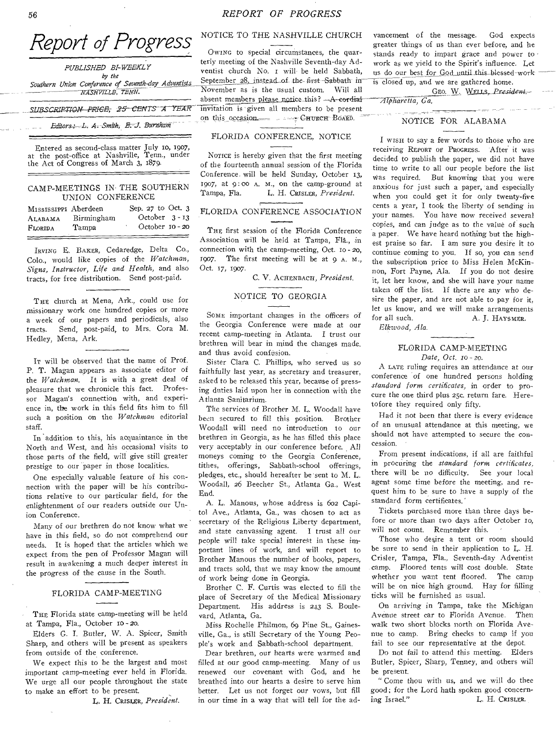# Report of Progress

*PUBLISHED BI-WEEKLY*
*by the*
*Southern Union Conference of Seventh-day Adventists*
*NASHVILLE, TENN.*

*SUBSCRIPTION PRICE, 25 CENTS A YEAR*

*Editors: L. A. Smith, E. J. Burnham*

Entered as second-class matter July 10, 1907, at the post-office at Nashville, Tenn., under the Act of Congress of March 3, 1879.

## CAMP-MEETINGS IN THE SOUTHERN UNION CONFERENCE

| | | |
|---|---|---|
| MISSISSIPPI | Aberdeen | Sep. 27 to Oct. 3 |
| ALABAMA | Birmingham | October 3 - 13 |
| FLORIDA | Tampa | October 10 - 20 |

IRVING E. BAKER, Cedaredge, Delta Co., Colo., would like copies of the *Watchman, Signs, Instructor, Life and Health,* and also tracts, for free distribution. Send post-paid.

THE church at Mena, Ark., could use for missionary work one hundred copies or more a week of our papers and periodicals, also tracts. Send, post-paid, to Mrs. Cora M. Hedley, Mena, Ark.

IT will be observed that the name of Prof. P. T. Magan appears as associate editor of the *Watchman*. It is with a great deal of pleasure that we chronicle this fact. Professor Magan's connection with, and experience in, the work in this field fits him to fill such a position on the *Watchman* editorial staff.

In addition to this, his acquaintance in the North and West, and his occasional visits to those parts of the field, will give still greater prestige to our paper in those localities.

One especially valuable feature of his connection with the paper will be his contributions relative to our particular field, for the enlightenment of our readers outside our Union Conference.

Many of our brethren do not know what we have in this field, so do not comprehend our needs. It is hoped that the articles which we expect from the pen of Professor Magan will result in awakening a much deeper interest in the progress of the cause in the South.

## FLORIDA CAMP-MEETING

THE Florida state camp-meeting will be held at Tampa, Fla., October 10 - 20.

Elders G. I. Butler, W. A. Spicer, Smith Sharp, and others will be present as speakers from outside of the conference.

We expect this to be the largest and most important camp-meeting ever held in Florida. We urge all our people throughout the state to make an effort to be present.

L. H. CRISLER, *President.*

## NOTICE TO THE NASHVILLE CHURCH

OWING to special circumstances, the quarterly meeting of the Nashville Seventh-day Adventist church No. 1 will be held Sabbath, September 28, instead of the first Sabbath in November as is the usual custom. Will all absent members please notice this? A cordial invitation is given all members to be present on this occasion. CHURCH BOARD.

## FLORIDA CONFERENCE, NOTICE

NOTICE is hereby given that the first meeting of the fourteenth annual session of the Florida Conference will be held Sunday, October 13, 1907, at 9:00 A. M., on the camp-ground at Tampa, Fla. L. H. CRISLER, *President.*

## FLORIDA CONFERENCE ASSOCIATION

THE first session of the Florida Conference Association will be held at Tampa, Fla., in connection with the camp-meeting, Oct. 10 - 20, 1907. The first meeting will be at 9 A. M., Oct. 17, 1907.

C. V. ACHENBACH, *President.*

## NOTICE TO GEORGIA

SOME important changes in the officers of the Georgia Conference were made at our recent camp-meeting in Atlanta. I trust our brethren will bear in mind the changes made, and thus avoid confusion.

Sister Clara C. Phillips, who served us so faithfully last year, as secretary and treasurer, asked to be released this year, because of pressing duties laid upon her in connection with the Atlanta Sanitarium.

The services of Brother M. L. Woodall have been secured to fill this position. Brother Woodall will need no introduction to our brethren in Georgia, as he has filled this place very acceptably in our conference before. All moneys coming to the Georgia Conference, tithes, offerings, Sabbath-school offerings, pledges, etc., should hereafter be sent to M. L. Woodall, 26 Beecher St., Atlanta Ga., West End.

A. L. Manous, whose address is 602 Capitol Ave., Atlanta, Ga., was chosen to act as secretary of the Religious Liberty department, and state canvassing agent. I trust all our people will take special interest in these important lines of work, and will report to Brother Manous the number of books, papers, and tracts sold, that we may know the amount of work being done in Georgia.

Brother C. F. Curtis was elected to fill the place of Secretary of the Medical Missionary Department. His address is 243 S. Boulevard, Atlanta, Ga.

Miss Rochelle Philmon, 69 Pine St., Gainesville, Ga., is still Secretary of the Young People's work and Sabbath-school department.

Dear brethren, our hearts were warmed and filled at our good camp-meeting. Many of us renewed our covenant with God, and he breathed into our hearts a desire to serve him better. Let us not forget our vows, but fill in our time in a way that will tell for the advancement of the message. God expects greater things of us than ever before, and he stands ready to impart grace and power to work as we yield to the Spirit's influence. Let us do our best for God until this blessed work is closed up, and we are gathered home.

GEO. W. WELLS, *President.*

*Alpharetta, Ga.*

## NOTICE FOR ALABAMA

I WISH to say a few words to those who are receiving REPORT OF PROGRESS. After it was decided to publish the paper, we did not have time to write to all our people before the list was required. But knowing that you were anxious for just such a paper, and especially when you could get it for only twenty-five cents a year, I took the liberty of sending in your names. You have now received several copies, and can judge as to the value of such a paper. We have heard nothing but the highest praise so far. I am sure you desire it to continue coming to you. If so, you can send the subscription price to Miss Helen McKinnon, Fort Payne, Ala. If you do not desire it, let her know, and she will have your name taken off the list. If there are any who desire the paper, and are not able to pay for it, let us know, and we will make arrangements for all such. A. J. HAYSMER.

*Elkwood, Ala.*

## FLORIDA CAMP-MEETING

*Date, Oct. 10 - 20.*

A LATE ruling requires an attendance at our conference of one hundred persons holding *standard form certificates,* in order to procure the one third plus 25c. return fare. Heretofore they required only fifty.

Had it not been that there is every evidence of an unusual attendance at this meeting, we should not have attempted to secure the concession.

From present indications, if all are faithful in procuring the *standard form certificates,* there will be no difficulty. See your local agent some time before the meeting, and request him to be sure to have a supply of the standard form certificates.

Tickets purchased more than three days before or more than two days after October 10, will not count. Remember this.

Those who desire a tent or room should be sure to send in their application to L. H. Crisler, Tampa, Fla., Seventh-day Adventist camp. Floored tents will cost double. State whether you want tent floored. The camp will be on nice high ground. Hay for filling ticks will be furnished as usual.

On arriving in Tampa, take the Michigan Avenue street car to Florida Avenue. Then walk two short blocks north on Florida Avenue to camp. Bring checks to camp if you fail to see our representative at the depot.

Do not fail to attend this meeting. Elders Butler, Spicer, Sharp, Tenney, and others will be present.

"Come thou with us, and we will do thee good; for the Lord hath spoken good concerning Israel." L. H. CRISLER.